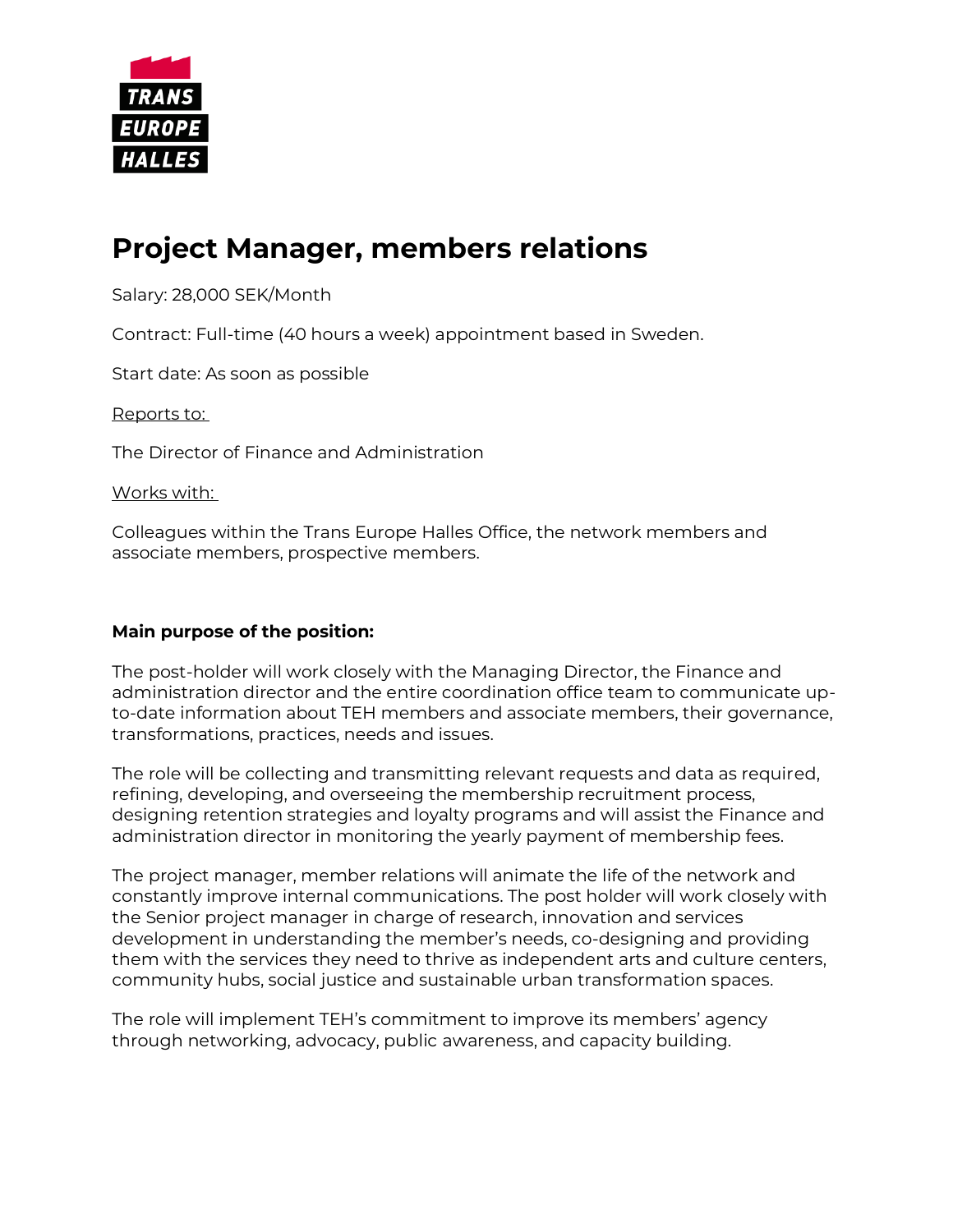TRANS EUROPE HALLES

# Project Manager, members relations

Salary: 28,000 SEK/Month

Contract: Full-time (40 hours a week) appointment based in Sweden.

Start date: As soon as possible

Reports to:

The Director of Finance and Administration

Works with:

Colleagues within the Trans Europe Halles Office, the network members and associate members, prospective members.

**Main purpose of the position:**

The post-holder will work closely with the Managing Director, the Finance and administration director and the entire coordination office team to communicate up-to-date information about TEH members and associate members, their governance, transformations, practices, needs and issues.

The role will be collecting and transmitting relevant requests and data as required, refining, developing, and overseeing the membership recruitment process, designing retention strategies and loyalty programs and will assist the Finance and administration director in monitoring the yearly payment of membership fees.

The project manager, member relations will animate the life of the network and constantly improve internal communications. The post holder will work closely with the Senior project manager in charge of research, innovation and services development in understanding the member's needs, co-designing and providing them with the services they need to thrive as independent arts and culture centers, community hubs, social justice and sustainable urban transformation spaces.

The role will implement TEH's commitment to improve its members' agency through networking, advocacy, public awareness, and capacity building.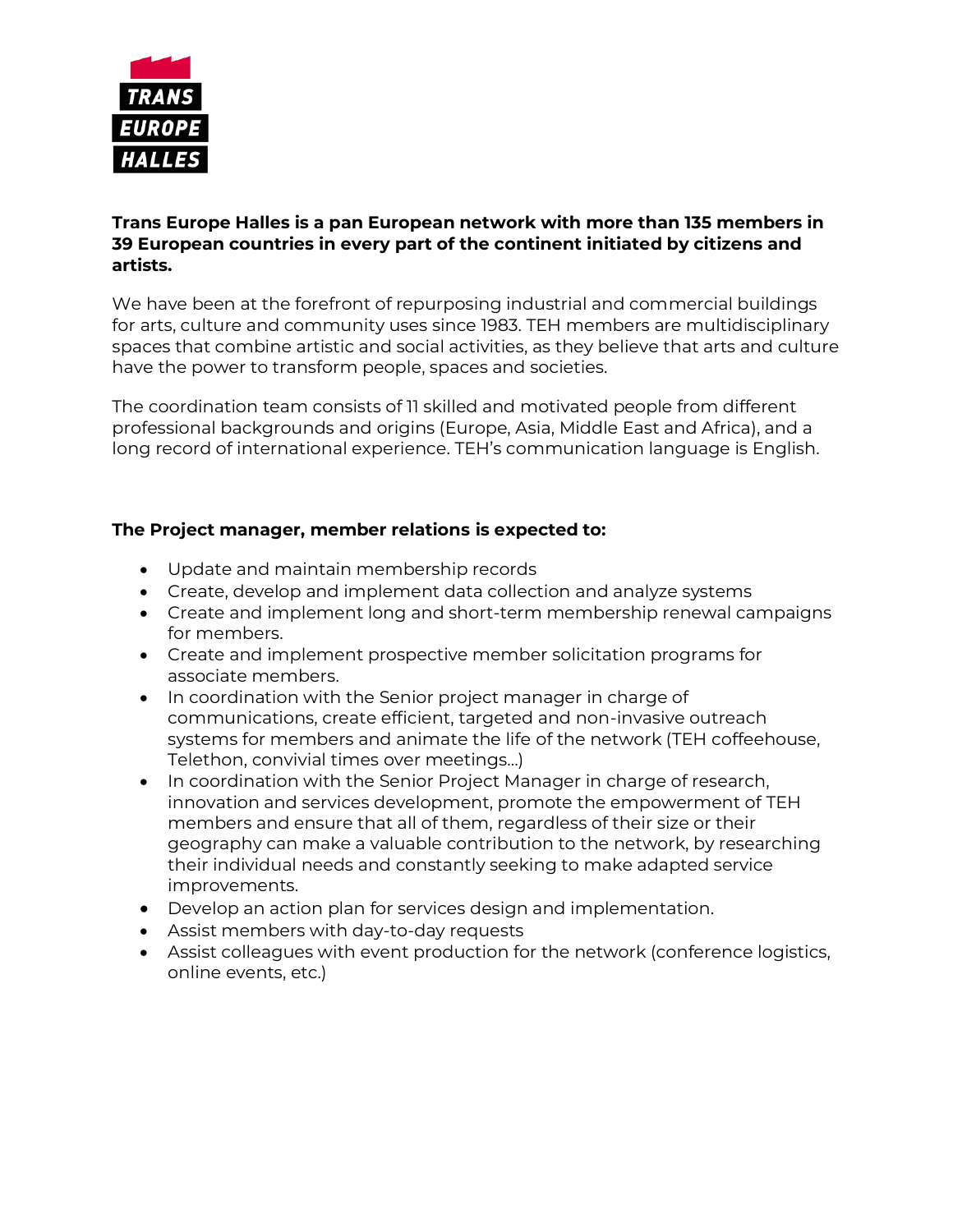**Trans Europe Halles is a pan European network with more than 135 members in 39 European countries in every part of the continent initiated by citizens and artists.**

We have been at the forefront of repurposing industrial and commercial buildings for arts, culture and community uses since 1983. TEH members are multidisciplinary spaces that combine artistic and social activities, as they believe that arts and culture have the power to transform people, spaces and societies.

The coordination team consists of 11 skilled and motivated people from different professional backgrounds and origins (Europe, Asia, Middle East and Africa), and a long record of international experience. TEH's communication language is English.

**The Project manager, member relations is expected to:**

- Update and maintain membership records
- Create, develop and implement data collection and analyze systems
- Create and implement long and short-term membership renewal campaigns for members.
- Create and implement prospective member solicitation programs for associate members.
- In coordination with the Senior project manager in charge of communications, create efficient, targeted and non-invasive outreach systems for members and animate the life of the network (TEH coffeehouse, Telethon, convivial times over meetings…)
- In coordination with the Senior Project Manager in charge of research, innovation and services development, promote the empowerment of TEH members and ensure that all of them, regardless of their size or their geography can make a valuable contribution to the network, by researching their individual needs and constantly seeking to make adapted service improvements.
- Develop an action plan for services design and implementation.
- Assist members with day-to-day requests
- Assist colleagues with event production for the network (conference logistics, online events, etc.)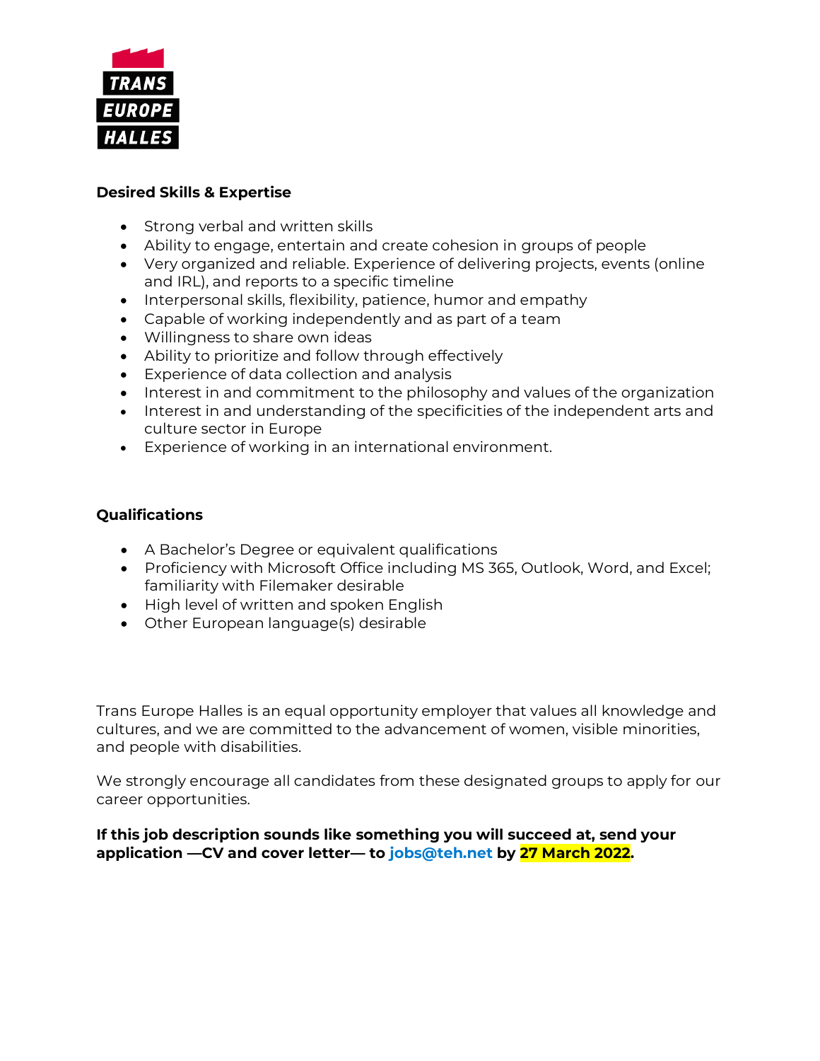**Desired Skills & Expertise**

- Strong verbal and written skills
- Ability to engage, entertain and create cohesion in groups of people
- Very organized and reliable. Experience of delivering projects, events (online and IRL), and reports to a specific timeline
- Interpersonal skills, flexibility, patience, humor and empathy
- Capable of working independently and as part of a team
- Willingness to share own ideas
- Ability to prioritize and follow through effectively
- Experience of data collection and analysis
- Interest in and commitment to the philosophy and values of the organization
- Interest in and understanding of the specificities of the independent arts and culture sector in Europe
- Experience of working in an international environment.

**Qualifications**

- A Bachelor's Degree or equivalent qualifications
- Proficiency with Microsoft Office including MS 365, Outlook, Word, and Excel; familiarity with Filemaker desirable
- High level of written and spoken English
- Other European language(s) desirable

Trans Europe Halles is an equal opportunity employer that values all knowledge and cultures, and we are committed to the advancement of women, visible minorities, and people with disabilities.

We strongly encourage all candidates from these designated groups to apply for our career opportunities.

**If this job description sounds like something you will succeed at, send your application —CV and cover letter— to jobs@teh.net by 27 March 2022.**